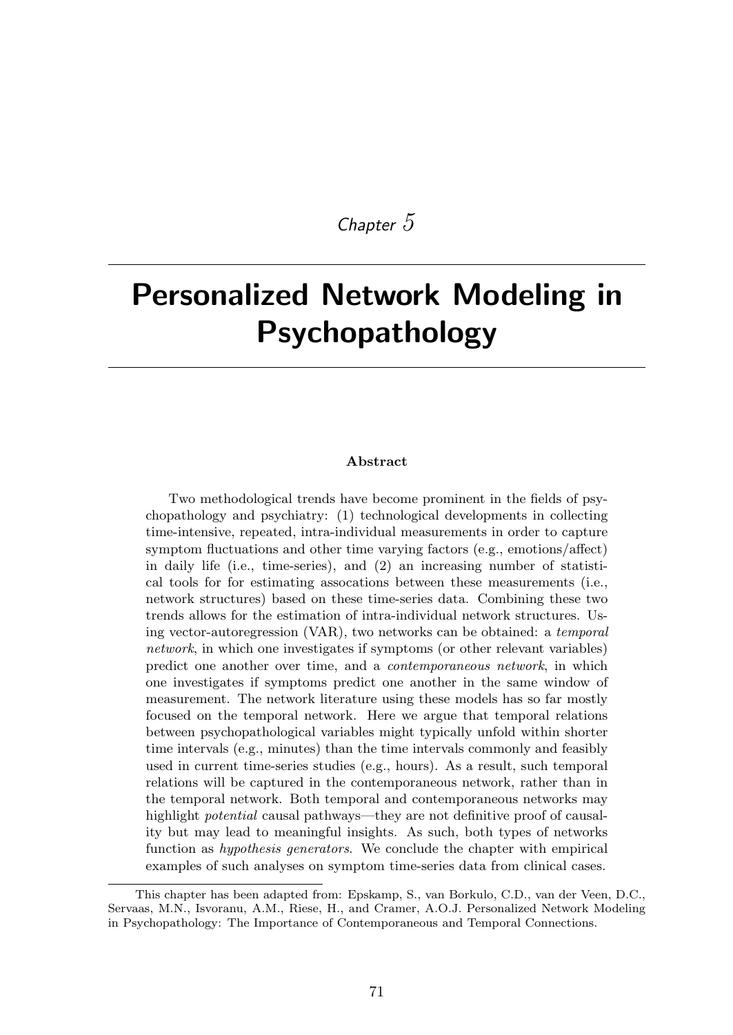*Chapter 5*

# Personalized Network Modeling in Psychopathology

**Abstract**

Two methodological trends have become prominent in the fields of psychopathology and psychiatry: (1) technological developments in collecting time-intensive, repeated, intra-individual measurements in order to capture symptom fluctuations and other time varying factors (e.g., emotions/affect) in daily life (i.e., time-series), and (2) an increasing number of statistical tools for for estimating assocations between these measurements (i.e., network structures) based on these time-series data. Combining these two trends allows for the estimation of intra-individual network structures. Using vector-autoregression (VAR), two networks can be obtained: a *temporal network*, in which one investigates if symptoms (or other relevant variables) predict one another over time, and a *contemporaneous network*, in which one investigates if symptoms predict one another in the same window of measurement. The network literature using these models has so far mostly focused on the temporal network. Here we argue that temporal relations between psychopathological variables might typically unfold within shorter time intervals (e.g., minutes) than the time intervals commonly and feasibly used in current time-series studies (e.g., hours). As a result, such temporal relations will be captured in the contemporaneous network, rather than in the temporal network. Both temporal and contemporaneous networks may highlight *potential* causal pathways—they are not definitive proof of causality but may lead to meaningful insights. As such, both types of networks function as *hypothesis generators*. We conclude the chapter with empirical examples of such analyses on symptom time-series data from clinical cases.

This chapter has been adapted from: Epskamp, S., van Borkulo, C.D., van der Veen, D.C., Servaas, M.N., Isvoranu, A.M., Riese, H., and Cramer, A.O.J. Personalized Network Modeling in Psychopathology: The Importance of Contemporaneous and Temporal Connections.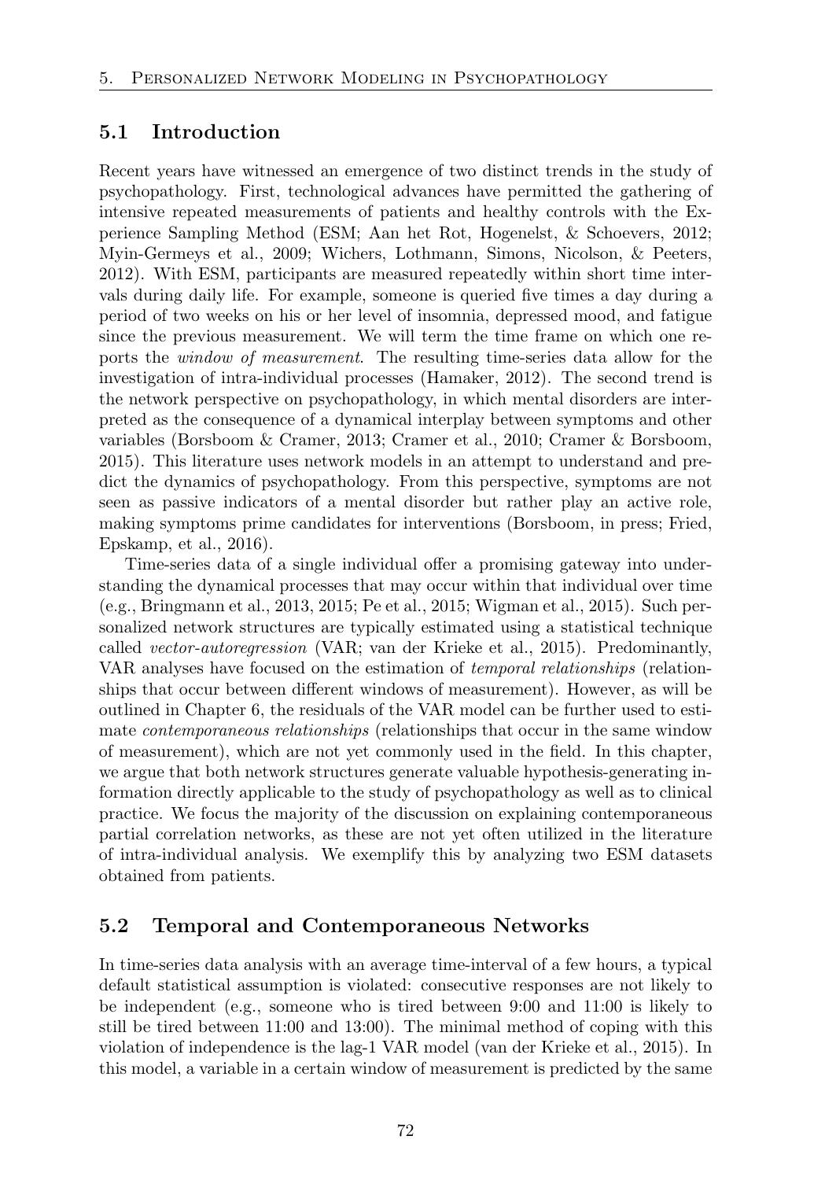## 5.1 Introduction

Recent years have witnessed an emergence of two distinct trends in the study of psychopathology. First, technological advances have permitted the gathering of intensive repeated measurements of patients and healthy controls with the Experience Sampling Method (ESM; Aan het Rot, Hogenelst, & Schoevers, 2012; Myin-Germeys et al., 2009; Wichers, Lothmann, Simons, Nicolson, & Peeters, 2012). With ESM, participants are measured repeatedly within short time intervals during daily life. For example, someone is queried five times a day during a period of two weeks on his or her level of insomnia, depressed mood, and fatigue since the previous measurement. We will term the time frame on which one reports the *window of measurement*. The resulting time-series data allow for the investigation of intra-individual processes (Hamaker, 2012). The second trend is the network perspective on psychopathology, in which mental disorders are interpreted as the consequence of a dynamical interplay between symptoms and other variables (Borsboom & Cramer, 2013; Cramer et al., 2010; Cramer & Borsboom, 2015). This literature uses network models in an attempt to understand and predict the dynamics of psychopathology. From this perspective, symptoms are not seen as passive indicators of a mental disorder but rather play an active role, making symptoms prime candidates for interventions (Borsboom, in press; Fried, Epskamp, et al., 2016).

Time-series data of a single individual offer a promising gateway into understanding the dynamical processes that may occur within that individual over time (e.g., Bringmann et al., 2013, 2015; Pe et al., 2015; Wigman et al., 2015). Such personalized network structures are typically estimated using a statistical technique called *vector-autoregression* (VAR; van der Krieke et al., 2015). Predominantly, VAR analyses have focused on the estimation of *temporal relationships* (relationships that occur between different windows of measurement). However, as will be outlined in Chapter 6, the residuals of the VAR model can be further used to estimate *contemporaneous relationships* (relationships that occur in the same window of measurement), which are not yet commonly used in the field. In this chapter, we argue that both network structures generate valuable hypothesis-generating information directly applicable to the study of psychopathology as well as to clinical practice. We focus the majority of the discussion on explaining contemporaneous partial correlation networks, as these are not yet often utilized in the literature of intra-individual analysis. We exemplify this by analyzing two ESM datasets obtained from patients.

## 5.2 Temporal and Contemporaneous Networks

In time-series data analysis with an average time-interval of a few hours, a typical default statistical assumption is violated: consecutive responses are not likely to be independent (e.g., someone who is tired between 9:00 and 11:00 is likely to still be tired between 11:00 and 13:00). The minimal method of coping with this violation of independence is the lag-1 VAR model (van der Krieke et al., 2015). In this model, a variable in a certain window of measurement is predicted by the same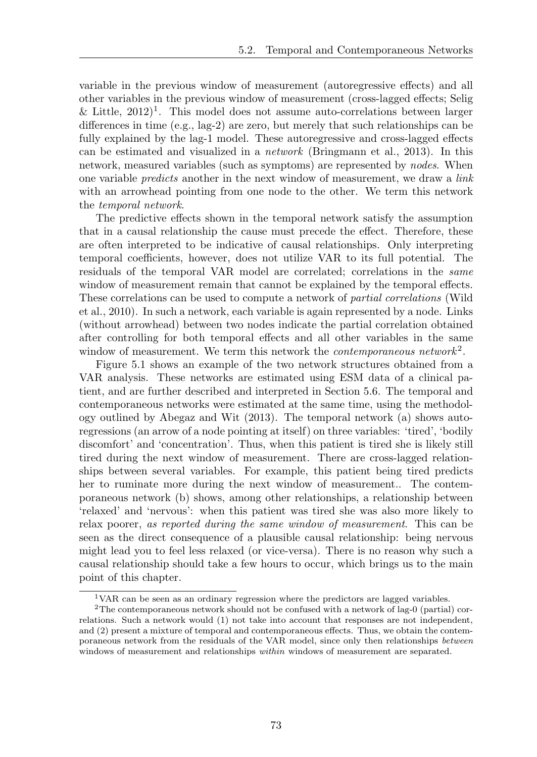variable in the previous window of measurement (autoregressive effects) and all other variables in the previous window of measurement (cross-lagged effects; Selig & Little, 2012)[1]. This model does not assume auto-correlations between larger differences in time (e.g., lag-2) are zero, but merely that such relationships can be fully explained by the lag-1 model. These autoregressive and cross-lagged effects can be estimated and visualized in a *network* (Bringmann et al., 2013). In this network, measured variables (such as symptoms) are represented by *nodes*. When one variable *predicts* another in the next window of measurement, we draw a *link* with an arrowhead pointing from one node to the other. We term this network the *temporal network*.

The predictive effects shown in the temporal network satisfy the assumption that in a causal relationship the cause must precede the effect. Therefore, these are often interpreted to be indicative of causal relationships. Only interpreting temporal coefficients, however, does not utilize VAR to its full potential. The residuals of the temporal VAR model are correlated; correlations in the *same* window of measurement remain that cannot be explained by the temporal effects. These correlations can be used to compute a network of *partial correlations* (Wild et al., 2010). In such a network, each variable is again represented by a node. Links (without arrowhead) between two nodes indicate the partial correlation obtained after controlling for both temporal effects and all other variables in the same window of measurement. We term this network the *contemporaneous network*[2].

Figure 5.1 shows an example of the two network structures obtained from a VAR analysis. These networks are estimated using ESM data of a clinical patient, and are further described and interpreted in Section 5.6. The temporal and contemporaneous networks were estimated at the same time, using the methodology outlined by Abegaz and Wit (2013). The temporal network (a) shows autoregressions (an arrow of a node pointing at itself) on three variables: 'tired', 'bodily discomfort' and 'concentration'. Thus, when this patient is tired she is likely still tired during the next window of measurement. There are cross-lagged relationships between several variables. For example, this patient being tired predicts her to ruminate more during the next window of measurement.. The contemporaneous network (b) shows, among other relationships, a relationship between 'relaxed' and 'nervous': when this patient was tired she was also more likely to relax poorer, *as reported during the same window of measurement*. This can be seen as the direct consequence of a plausible causal relationship: being nervous might lead you to feel less relaxed (or vice-versa). There is no reason why such a causal relationship should take a few hours to occur, which brings us to the main point of this chapter.

[1] VAR can be seen as an ordinary regression where the predictors are lagged variables.

[2] The contemporaneous network should not be confused with a network of lag-0 (partial) correlations. Such a network would (1) not take into account that responses are not independent, and (2) present a mixture of temporal and contemporaneous effects. Thus, we obtain the contemporaneous network from the residuals of the VAR model, since only then relationships *between* windows of measurement and relationships *within* windows of measurement are separated.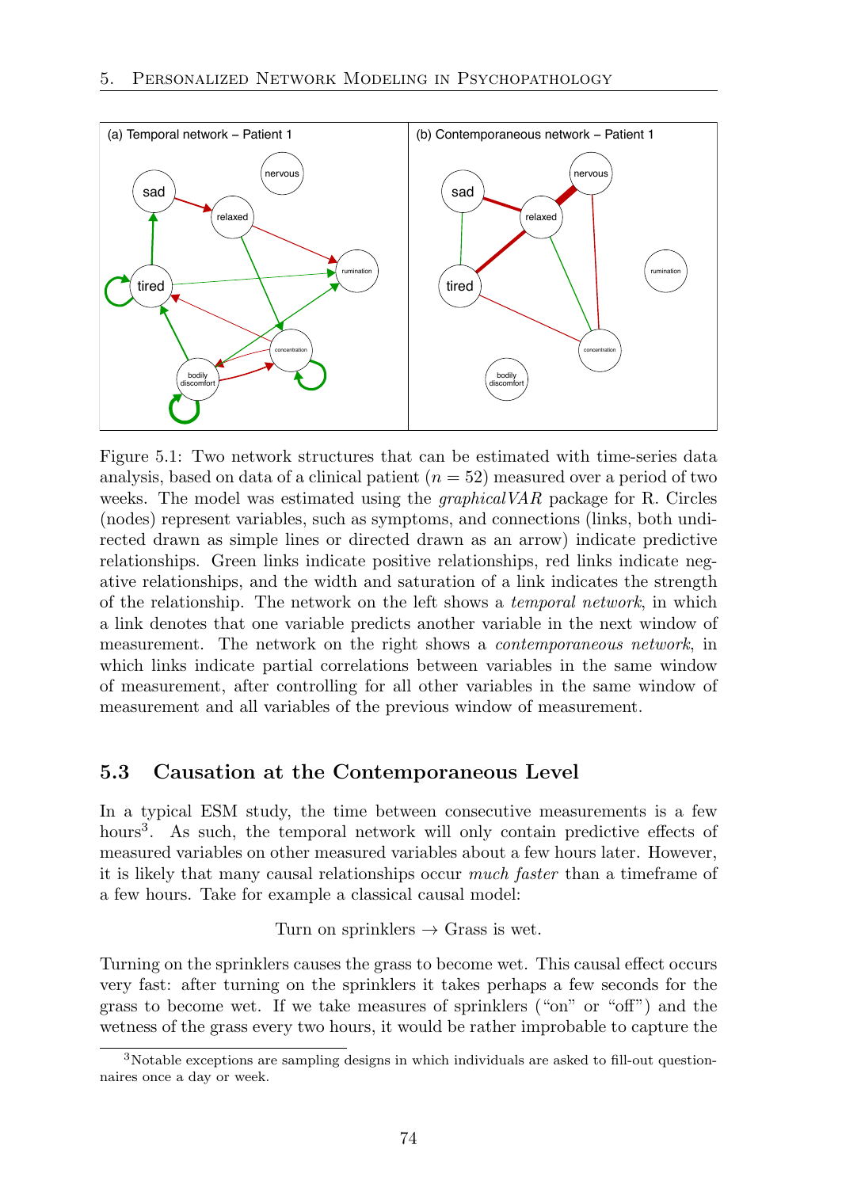Figure 5.1: Two network structures that can be estimated with time-series data analysis, based on data of a clinical patient ($n = 52$) measured over a period of two weeks. The model was estimated using the *graphicalVAR* package for R. Circles (nodes) represent variables, such as symptoms, and connections (links, both undirected drawn as simple lines or directed drawn as an arrow) indicate predictive relationships. Green links indicate positive relationships, red links indicate negative relationships, and the width and saturation of a link indicates the strength of the relationship. The network on the left shows a *temporal network*, in which a link denotes that one variable predicts another variable in the next window of measurement. The network on the right shows a *contemporaneous network*, in which links indicate partial correlations between variables in the same window of measurement, after controlling for all other variables in the same window of measurement and all variables of the previous window of measurement.

## 5.3 Causation at the Contemporaneous Level

In a typical ESM study, the time between consecutive measurements is a few hours[3]. As such, the temporal network will only contain predictive effects of measured variables on other measured variables about a few hours later. However, it is likely that many causal relationships occur *much faster* than a timeframe of a few hours. Take for example a classical causal model:

$$\text{Turn on sprinklers} \rightarrow \text{Grass is wet.}$$

Turning on the sprinklers causes the grass to become wet. This causal effect occurs very fast: after turning on the sprinklers it takes perhaps a few seconds for the grass to become wet. If we take measures of sprinklers ("on" or "off") and the wetness of the grass every two hours, it would be rather improbable to capture the

[3]Notable exceptions are sampling designs in which individuals are asked to fill-out questionnaires once a day or week.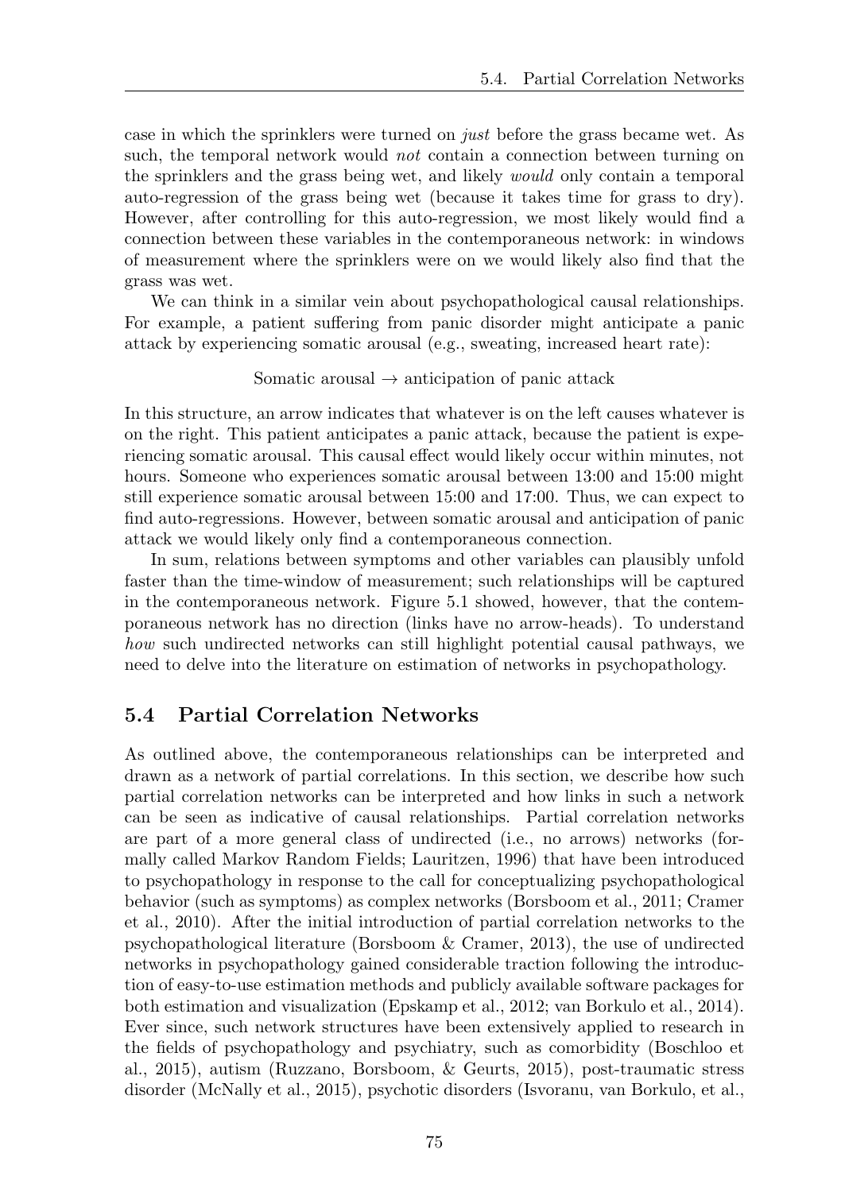case in which the sprinklers were turned on *just* before the grass became wet. As such, the temporal network would *not* contain a connection between turning on the sprinklers and the grass being wet, and likely *would* only contain a temporal auto-regression of the grass being wet (because it takes time for grass to dry). However, after controlling for this auto-regression, we most likely would find a connection between these variables in the contemporaneous network: in windows of measurement where the sprinklers were on we would likely also find that the grass was wet.

We can think in a similar vein about psychopathological causal relationships. For example, a patient suffering from panic disorder might anticipate a panic attack by experiencing somatic arousal (e.g., sweating, increased heart rate):

$$\text{Somatic arousal} \rightarrow \text{anticipation of panic attack}$$

In this structure, an arrow indicates that whatever is on the left causes whatever is on the right. This patient anticipates a panic attack, because the patient is experiencing somatic arousal. This causal effect would likely occur within minutes, not hours. Someone who experiences somatic arousal between 13:00 and 15:00 might still experience somatic arousal between 15:00 and 17:00. Thus, we can expect to find auto-regressions. However, between somatic arousal and anticipation of panic attack we would likely only find a contemporaneous connection.

In sum, relations between symptoms and other variables can plausibly unfold faster than the time-window of measurement; such relationships will be captured in the contemporaneous network. Figure 5.1 showed, however, that the contemporaneous network has no direction (links have no arrow-heads). To understand *how* such undirected networks can still highlight potential causal pathways, we need to delve into the literature on estimation of networks in psychopathology.

## 5.4 Partial Correlation Networks

As outlined above, the contemporaneous relationships can be interpreted and drawn as a network of partial correlations. In this section, we describe how such partial correlation networks can be interpreted and how links in such a network can be seen as indicative of causal relationships. Partial correlation networks are part of a more general class of undirected (i.e., no arrows) networks (formally called Markov Random Fields; Lauritzen, 1996) that have been introduced to psychopathology in response to the call for conceptualizing psychopathological behavior (such as symptoms) as complex networks (Borsboom et al., 2011; Cramer et al., 2010). After the initial introduction of partial correlation networks to the psychopathological literature (Borsboom & Cramer, 2013), the use of undirected networks in psychopathology gained considerable traction following the introduction of easy-to-use estimation methods and publicly available software packages for both estimation and visualization (Epskamp et al., 2012; van Borkulo et al., 2014). Ever since, such network structures have been extensively applied to research in the fields of psychopathology and psychiatry, such as comorbidity (Boschloo et al., 2015), autism (Ruzzano, Borsboom, & Geurts, 2015), post-traumatic stress disorder (McNally et al., 2015), psychotic disorders (Isvoranu, van Borkulo, et al.,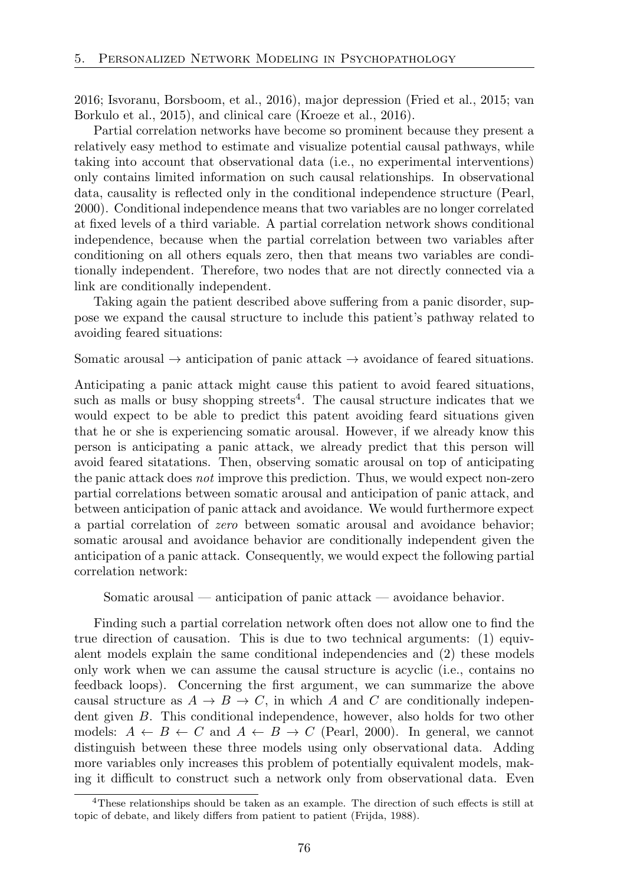2016; Isvoranu, Borsboom, et al., 2016), major depression (Fried et al., 2015; van Borkulo et al., 2015), and clinical care (Kroeze et al., 2016).

Partial correlation networks have become so prominent because they present a relatively easy method to estimate and visualize potential causal pathways, while taking into account that observational data (i.e., no experimental interventions) only contains limited information on such causal relationships. In observational data, causality is reflected only in the conditional independence structure (Pearl, 2000). Conditional independence means that two variables are no longer correlated at fixed levels of a third variable. A partial correlation network shows conditional independence, because when the partial correlation between two variables after conditioning on all others equals zero, then that means two variables are conditionally independent. Therefore, two nodes that are not directly connected via a link are conditionally independent.

Taking again the patient described above suffering from a panic disorder, suppose we expand the causal structure to include this patient's pathway related to avoiding feared situations:

Somatic arousal → anticipation of panic attack → avoidance of feared situations.

Anticipating a panic attack might cause this patient to avoid feared situations, such as malls or busy shopping streets[4]. The causal structure indicates that we would expect to be able to predict this patent avoiding feard situations given that he or she is experiencing somatic arousal. However, if we already know this person is anticipating a panic attack, we already predict that this person will avoid feared sitatations. Then, observing somatic arousal on top of anticipating the panic attack does *not* improve this prediction. Thus, we would expect non-zero partial correlations between somatic arousal and anticipation of panic attack, and between anticipation of panic attack and avoidance. We would furthermore expect a partial correlation of *zero* between somatic arousal and avoidance behavior; somatic arousal and avoidance behavior are conditionally independent given the anticipation of a panic attack. Consequently, we would expect the following partial correlation network:

Somatic arousal — anticipation of panic attack — avoidance behavior.

Finding such a partial correlation network often does not allow one to find the true direction of causation. This is due to two technical arguments: (1) equivalent models explain the same conditional independencies and (2) these models only work when we can assume the causal structure is acyclic (i.e., contains no feedback loops). Concerning the first argument, we can summarize the above causal structure as $A \rightarrow B \rightarrow C$, in which $A$ and $C$ are conditionally independent given $B$. This conditional independence, however, also holds for two other models: $A \leftarrow B \leftarrow C$ and $A \leftarrow B \rightarrow C$ (Pearl, 2000). In general, we cannot distinguish between these three models using only observational data. Adding more variables only increases this problem of potentially equivalent models, making it difficult to construct such a network only from observational data. Even

[4]These relationships should be taken as an example. The direction of such effects is still at topic of debate, and likely differs from patient to patient (Frijda, 1988).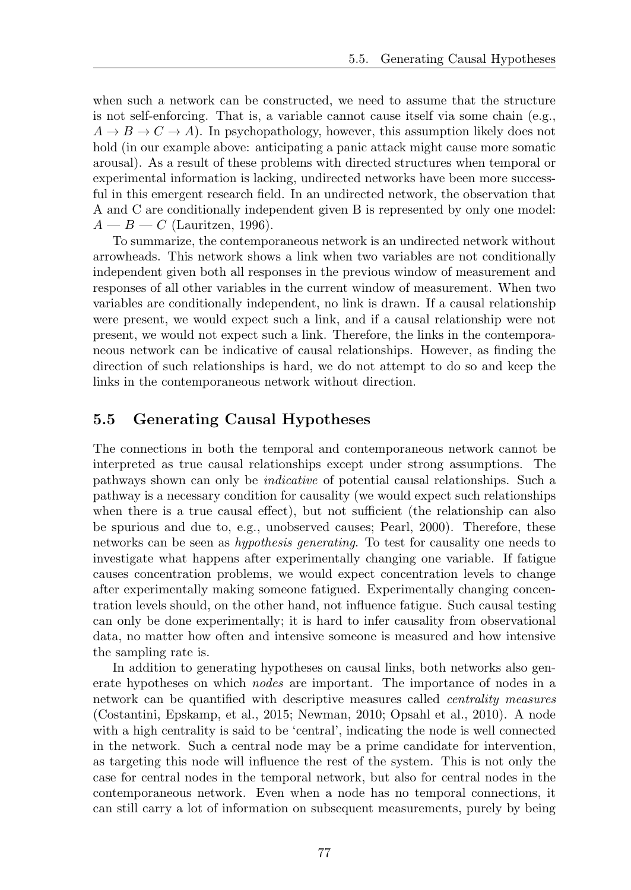when such a network can be constructed, we need to assume that the structure is not self-enforcing. That is, a variable cannot cause itself via some chain (e.g., $A \rightarrow B \rightarrow C \rightarrow A$). In psychopathology, however, this assumption likely does not hold (in our example above: anticipating a panic attack might cause more somatic arousal). As a result of these problems with directed structures when temporal or experimental information is lacking, undirected networks have been more successful in this emergent research field. In an undirected network, the observation that A and C are conditionally independent given B is represented by only one model: $A — B — C$ (Lauritzen, 1996).

To summarize, the contemporaneous network is an undirected network without arrowheads. This network shows a link when two variables are not conditionally independent given both all responses in the previous window of measurement and responses of all other variables in the current window of measurement. When two variables are conditionally independent, no link is drawn. If a causal relationship were present, we would expect such a link, and if a causal relationship were not present, we would not expect such a link. Therefore, the links in the contemporaneous network can be indicative of causal relationships. However, as finding the direction of such relationships is hard, we do not attempt to do so and keep the links in the contemporaneous network without direction.

## 5.5 Generating Causal Hypotheses

The connections in both the temporal and contemporaneous network cannot be interpreted as true causal relationships except under strong assumptions. The pathways shown can only be *indicative* of potential causal relationships. Such a pathway is a necessary condition for causality (we would expect such relationships when there is a true causal effect), but not sufficient (the relationship can also be spurious and due to, e.g., unobserved causes; Pearl, 2000). Therefore, these networks can be seen as *hypothesis generating*. To test for causality one needs to investigate what happens after experimentally changing one variable. If fatigue causes concentration problems, we would expect concentration levels to change after experimentally making someone fatigued. Experimentally changing concentration levels should, on the other hand, not influence fatigue. Such causal testing can only be done experimentally; it is hard to infer causality from observational data, no matter how often and intensive someone is measured and how intensive the sampling rate is.

In addition to generating hypotheses on causal links, both networks also generate hypotheses on which *nodes* are important. The importance of nodes in a network can be quantified with descriptive measures called *centrality measures* (Costantini, Epskamp, et al., 2015; Newman, 2010; Opsahl et al., 2010). A node with a high centrality is said to be 'central', indicating the node is well connected in the network. Such a central node may be a prime candidate for intervention, as targeting this node will influence the rest of the system. This is not only the case for central nodes in the temporal network, but also for central nodes in the contemporaneous network. Even when a node has no temporal connections, it can still carry a lot of information on subsequent measurements, purely by being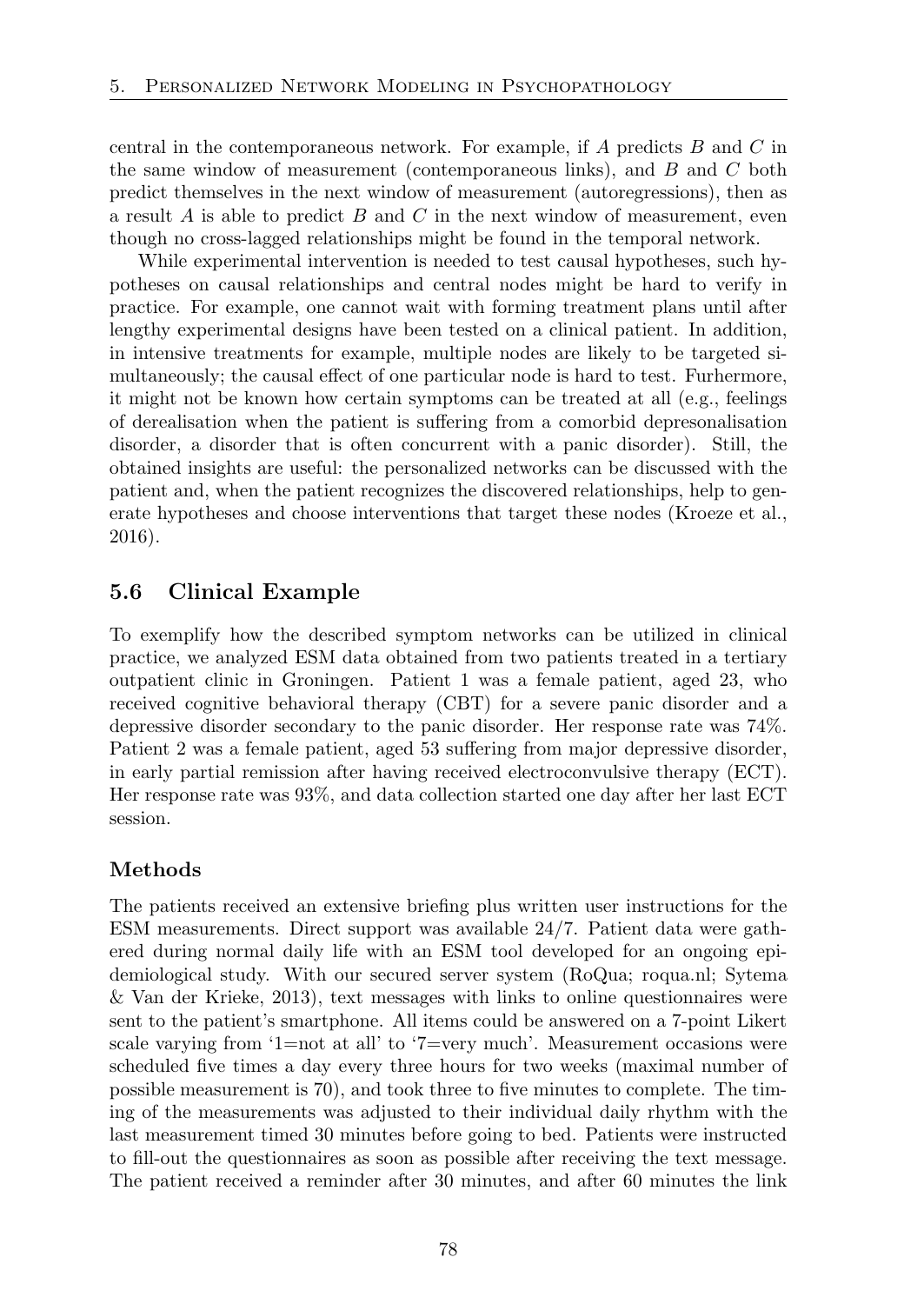central in the contemporaneous network. For example, if $A$ predicts $B$ and $C$ in the same window of measurement (contemporaneous links), and $B$ and $C$ both predict themselves in the next window of measurement (autoregressions), then as a result $A$ is able to predict $B$ and $C$ in the next window of measurement, even though no cross-lagged relationships might be found in the temporal network.

While experimental intervention is needed to test causal hypotheses, such hypotheses on causal relationships and central nodes might be hard to verify in practice. For example, one cannot wait with forming treatment plans until after lengthy experimental designs have been tested on a clinical patient. In addition, in intensive treatments for example, multiple nodes are likely to be targeted simultaneously; the causal effect of one particular node is hard to test. Furhermore, it might not be known how certain symptoms can be treated at all (e.g., feelings of derealisation when the patient is suffering from a comorbid depresonalisation disorder, a disorder that is often concurrent with a panic disorder). Still, the obtained insights are useful: the personalized networks can be discussed with the patient and, when the patient recognizes the discovered relationships, help to generate hypotheses and choose interventions that target these nodes (Kroeze et al., 2016).

## 5.6 Clinical Example

To exemplify how the described symptom networks can be utilized in clinical practice, we analyzed ESM data obtained from two patients treated in a tertiary outpatient clinic in Groningen. Patient 1 was a female patient, aged 23, who received cognitive behavioral therapy (CBT) for a severe panic disorder and a depressive disorder secondary to the panic disorder. Her response rate was 74%. Patient 2 was a female patient, aged 53 suffering from major depressive disorder, in early partial remission after having received electroconvulsive therapy (ECT). Her response rate was 93%, and data collection started one day after her last ECT session.

### Methods

The patients received an extensive briefing plus written user instructions for the ESM measurements. Direct support was available 24/7. Patient data were gathered during normal daily life with an ESM tool developed for an ongoing epidemiological study. With our secured server system (RoQua; roqua.nl; Sytema & Van der Krieke, 2013), text messages with links to online questionnaires were sent to the patient's smartphone. All items could be answered on a 7-point Likert scale varying from '1=not at all' to '7=very much'. Measurement occasions were scheduled five times a day every three hours for two weeks (maximal number of possible measurement is 70), and took three to five minutes to complete. The timing of the measurements was adjusted to their individual daily rhythm with the last measurement timed 30 minutes before going to bed. Patients were instructed to fill-out the questionnaires as soon as possible after receiving the text message. The patient received a reminder after 30 minutes, and after 60 minutes the link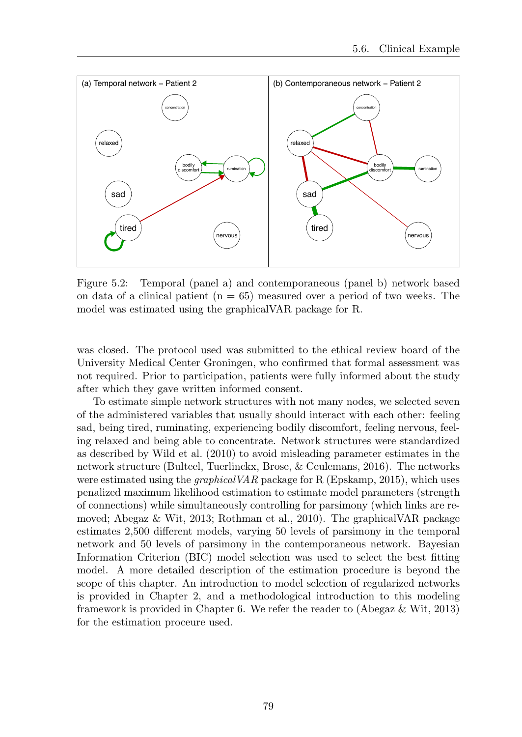Figure 5.2: Temporal (panel a) and contemporaneous (panel b) network based on data of a clinical patient (n = 65) measured over a period of two weeks. The model was estimated using the graphicalVAR package for R.

was closed. The protocol used was submitted to the ethical review board of the University Medical Center Groningen, who confirmed that formal assessment was not required. Prior to participation, patients were fully informed about the study after which they gave written informed consent.

To estimate simple network structures with not many nodes, we selected seven of the administered variables that usually should interact with each other: feeling sad, being tired, ruminating, experiencing bodily discomfort, feeling nervous, feeling relaxed and being able to concentrate. Network structures were standardized as described by Wild et al. (2010) to avoid misleading parameter estimates in the network structure (Bulteel, Tuerlinckx, Brose, & Ceulemans, 2016). The networks were estimated using the *graphicalVAR* package for R (Epskamp, 2015), which uses penalized maximum likelihood estimation to estimate model parameters (strength of connections) while simultaneously controlling for parsimony (which links are removed; Abegaz & Wit, 2013; Rothman et al., 2010). The graphicalVAR package estimates 2,500 different models, varying 50 levels of parsimony in the temporal network and 50 levels of parsimony in the contemporaneous network. Bayesian Information Criterion (BIC) model selection was used to select the best fitting model. A more detailed description of the estimation procedure is beyond the scope of this chapter. An introduction to model selection of regularized networks is provided in Chapter 2, and a methodological introduction to this modeling framework is provided in Chapter 6. We refer the reader to (Abegaz & Wit, 2013) for the estimation proceure used.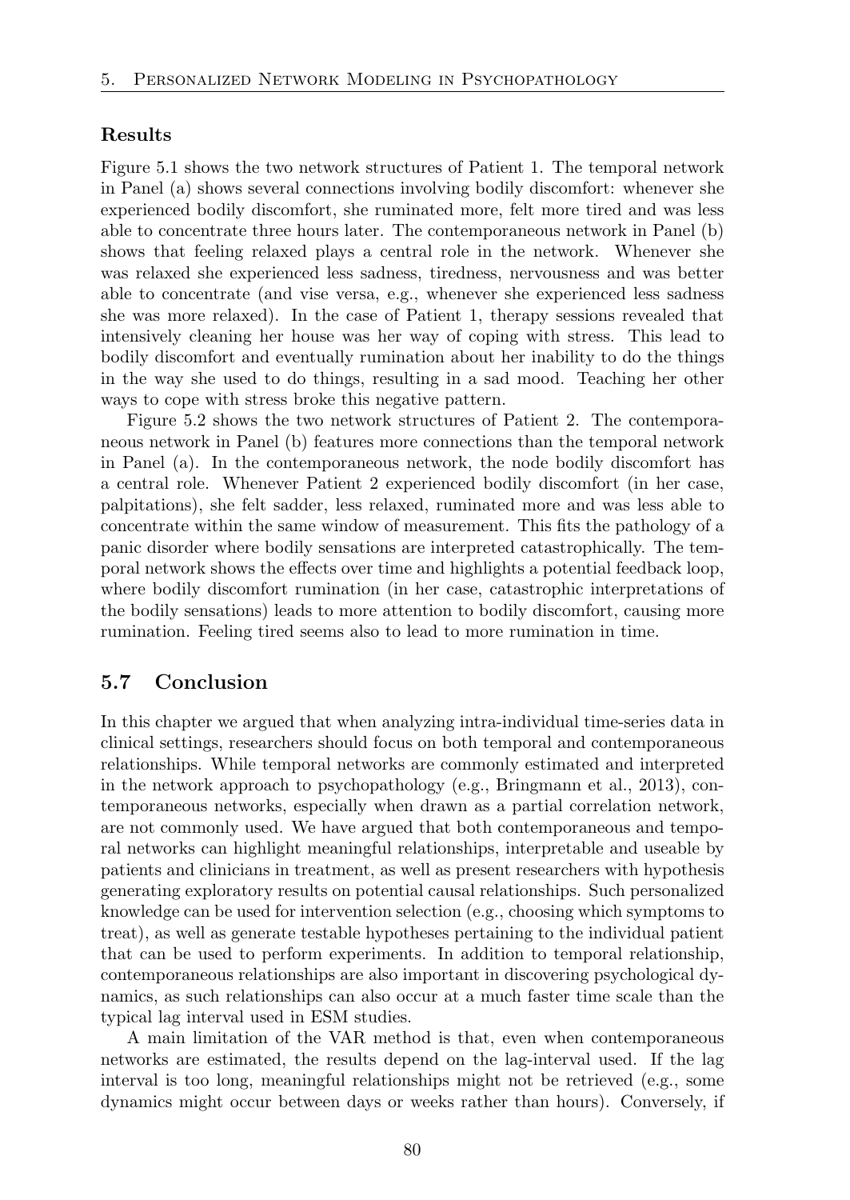### Results

Figure 5.1 shows the two network structures of Patient 1. The temporal network in Panel (a) shows several connections involving bodily discomfort: whenever she experienced bodily discomfort, she ruminated more, felt more tired and was less able to concentrate three hours later. The contemporaneous network in Panel (b) shows that feeling relaxed plays a central role in the network. Whenever she was relaxed she experienced less sadness, tiredness, nervousness and was better able to concentrate (and vise versa, e.g., whenever she experienced less sadness she was more relaxed). In the case of Patient 1, therapy sessions revealed that intensively cleaning her house was her way of coping with stress. This lead to bodily discomfort and eventually rumination about her inability to do the things in the way she used to do things, resulting in a sad mood. Teaching her other ways to cope with stress broke this negative pattern.

Figure 5.2 shows the two network structures of Patient 2. The contemporaneous network in Panel (b) features more connections than the temporal network in Panel (a). In the contemporaneous network, the node bodily discomfort has a central role. Whenever Patient 2 experienced bodily discomfort (in her case, palpitations), she felt sadder, less relaxed, ruminated more and was less able to concentrate within the same window of measurement. This fits the pathology of a panic disorder where bodily sensations are interpreted catastrophically. The temporal network shows the effects over time and highlights a potential feedback loop, where bodily discomfort rumination (in her case, catastrophic interpretations of the bodily sensations) leads to more attention to bodily discomfort, causing more rumination. Feeling tired seems also to lead to more rumination in time.

## 5.7 Conclusion

In this chapter we argued that when analyzing intra-individual time-series data in clinical settings, researchers should focus on both temporal and contemporaneous relationships. While temporal networks are commonly estimated and interpreted in the network approach to psychopathology (e.g., Bringmann et al., 2013), contemporaneous networks, especially when drawn as a partial correlation network, are not commonly used. We have argued that both contemporaneous and temporal networks can highlight meaningful relationships, interpretable and useable by patients and clinicians in treatment, as well as present researchers with hypothesis generating exploratory results on potential causal relationships. Such personalized knowledge can be used for intervention selection (e.g., choosing which symptoms to treat), as well as generate testable hypotheses pertaining to the individual patient that can be used to perform experiments. In addition to temporal relationship, contemporaneous relationships are also important in discovering psychological dynamics, as such relationships can also occur at a much faster time scale than the typical lag interval used in ESM studies.

A main limitation of the VAR method is that, even when contemporaneous networks are estimated, the results depend on the lag-interval used. If the lag interval is too long, meaningful relationships might not be retrieved (e.g., some dynamics might occur between days or weeks rather than hours). Conversely, if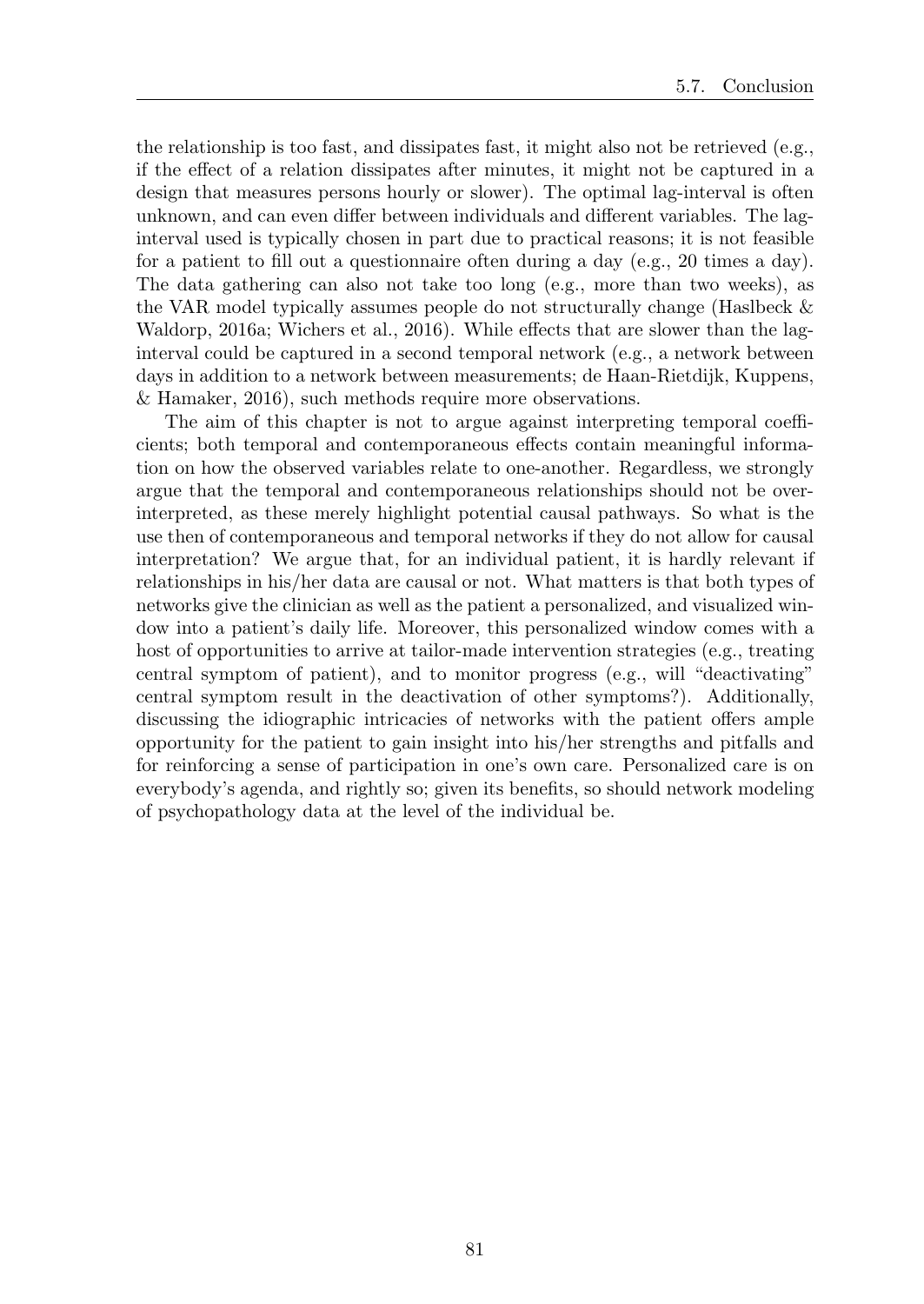the relationship is too fast, and dissipates fast, it might also not be retrieved (e.g., if the effect of a relation dissipates after minutes, it might not be captured in a design that measures persons hourly or slower). The optimal lag-interval is often unknown, and can even differ between individuals and different variables. The lag-interval used is typically chosen in part due to practical reasons; it is not feasible for a patient to fill out a questionnaire often during a day (e.g., 20 times a day). The data gathering can also not take too long (e.g., more than two weeks), as the VAR model typically assumes people do not structurally change (Haslbeck & Waldorp, 2016a; Wichers et al., 2016). While effects that are slower than the lag-interval could be captured in a second temporal network (e.g., a network between days in addition to a network between measurements; de Haan-Rietdijk, Kuppens, & Hamaker, 2016), such methods require more observations.

The aim of this chapter is not to argue against interpreting temporal coefficients; both temporal and contemporaneous effects contain meaningful information on how the observed variables relate to one-another. Regardless, we strongly argue that the temporal and contemporaneous relationships should not be overinterpreted, as these merely highlight potential causal pathways. So what is the use then of contemporaneous and temporal networks if they do not allow for causal interpretation? We argue that, for an individual patient, it is hardly relevant if relationships in his/her data are causal or not. What matters is that both types of networks give the clinician as well as the patient a personalized, and visualized window into a patient's daily life. Moreover, this personalized window comes with a host of opportunities to arrive at tailor-made intervention strategies (e.g., treating central symptom of patient), and to monitor progress (e.g., will "deactivating" central symptom result in the deactivation of other symptoms?). Additionally, discussing the idiographic intricacies of networks with the patient offers ample opportunity for the patient to gain insight into his/her strengths and pitfalls and for reinforcing a sense of participation in one's own care. Personalized care is on everybody's agenda, and rightly so; given its benefits, so should network modeling of psychopathology data at the level of the individual be.